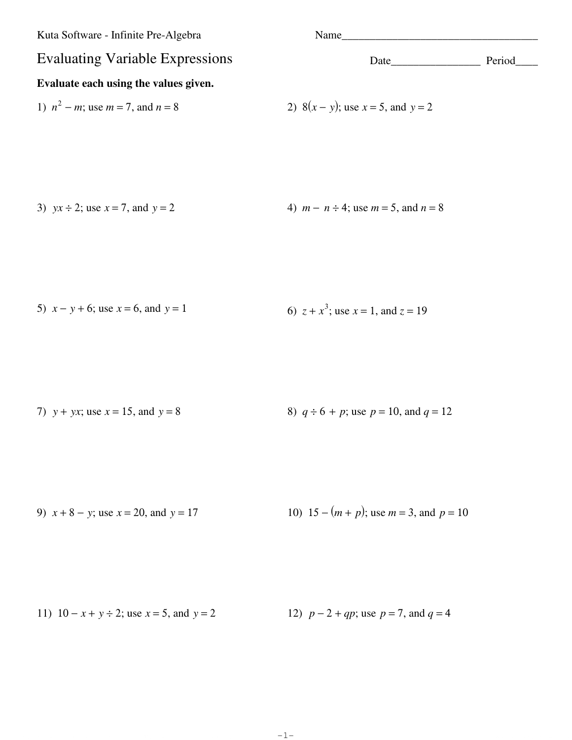Kuta Software - Infinite Pre-Algebra

Name___________________________________

# Evaluating Variable Expressions

Date________________ Period____

**Evaluate each using the values given.**

1) $n^2 - m$; use $m = 7$, and $n = 8$

2) $8(x - y)$; use $x = 5$, and $y = 2$

3) $yx \div 2$; use $x = 7$, and $y = 2$

4) $m - n \div 4$; use $m = 5$, and $n = 8$

5) $x - y + 6$; use $x = 6$, and $y = 1$

6) $z + x^3$; use $x = 1$, and $z = 19$

7) $y + yx$; use $x = 15$, and $y = 8$

8) $q \div 6 + p$; use $p = 10$, and $q = 12$

9) $x + 8 - y$; use $x = 20$, and $y = 17$

10) $15 - (m + p)$; use $m = 3$, and $p = 10$

11) $10 - x + y \div 2$; use $x = 5$, and $y = 2$

12) $p - 2 + qp$; use $p = 7$, and $q = 4$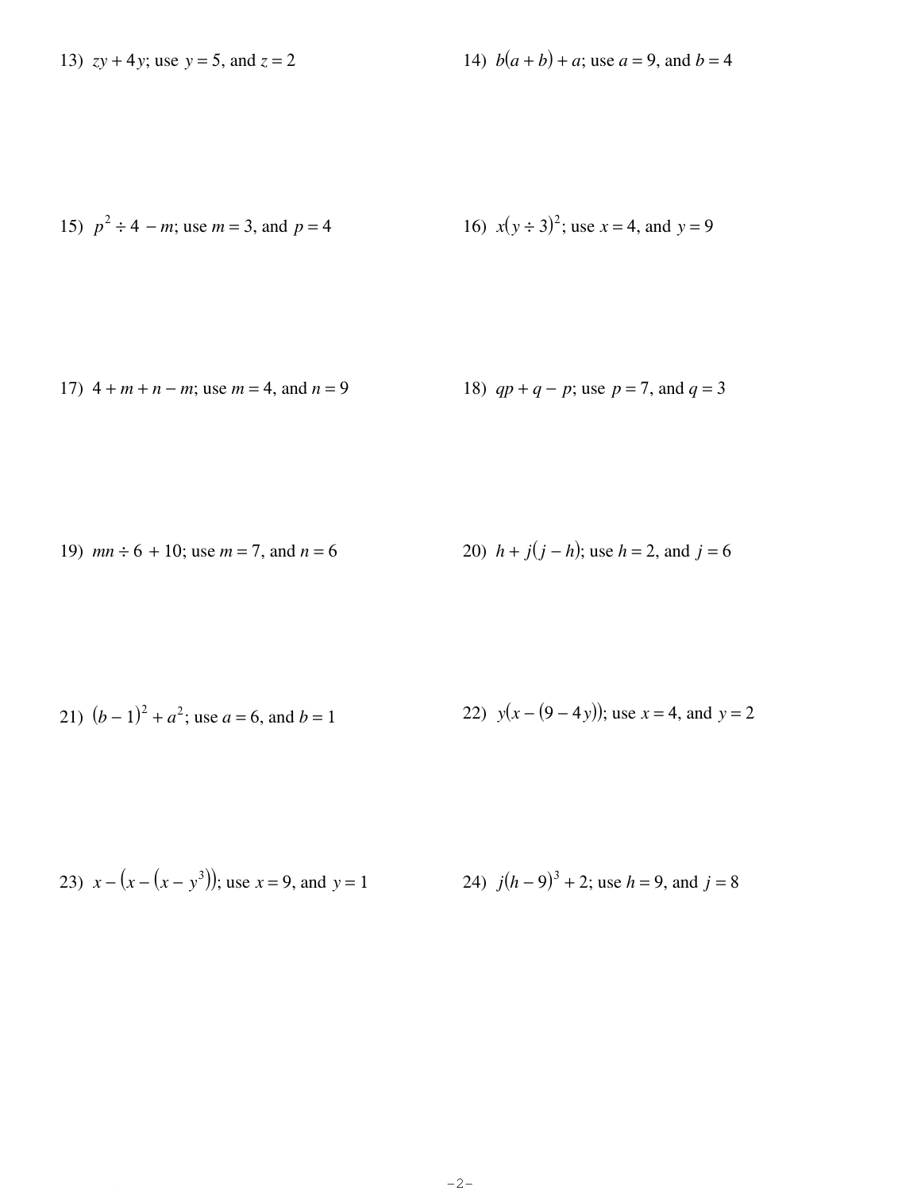13) $zy + 4y$; use $y = 5$, and $z = 2$

14) $b(a + b) + a$; use $a = 9$, and $b = 4$

15) $p^2 \div 4 - m$; use $m = 3$, and $p = 4$

16) $x(y \div 3)^2$; use $x = 4$, and $y = 9$

17) $4 + m + n - m$; use $m = 4$, and $n = 9$

18) $qp + q - p$; use $p = 7$, and $q = 3$

19) $mn \div 6 + 10$; use $m = 7$, and $n = 6$

20) $h + j(j - h)$; use $h = 2$, and $j = 6$

21) $(b - 1)^2 + a^2$; use $a = 6$, and $b = 1$

22) $y(x - (9 - 4y))$; use $x = 4$, and $y = 2$

23) $x - (x - (x - y^3))$; use $x = 9$, and $y = 1$

24) $j(h - 9)^3 + 2$; use $h = 9$, and $j = 8$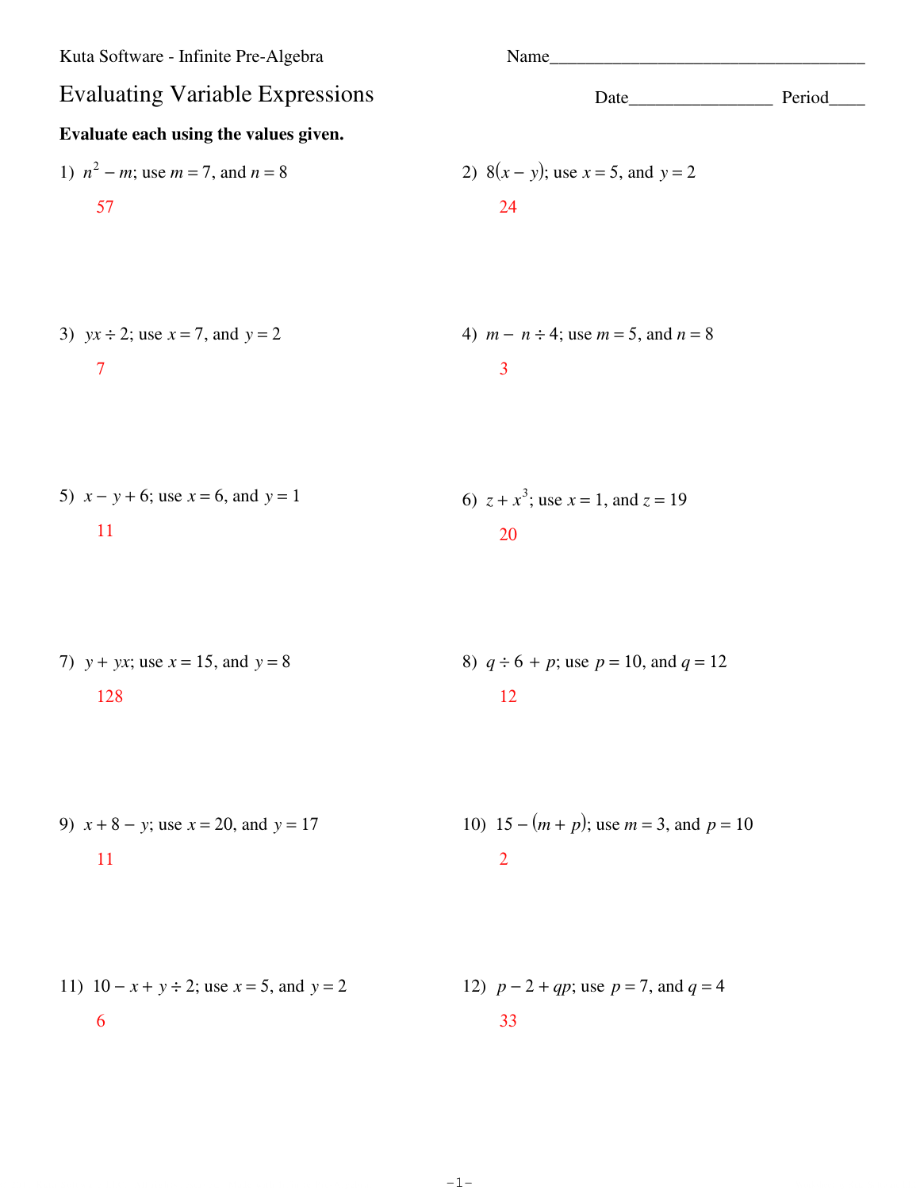Kuta Software - Infinite Pre-Algebra

Name___________________________________

# Evaluating Variable Expressions

Date________________ Period____

**Evaluate each using the values given.**

1) $n^2 - m$; use $m = 7$, and $n = 8$

57

2) $8(x - y)$; use $x = 5$, and $y = 2$

24

3) $yx \div 2$; use $x = 7$, and $y = 2$

7

4) $m - n \div 4$; use $m = 5$, and $n = 8$

3

5) $x - y + 6$; use $x = 6$, and $y = 1$

11

6) $z + x^3$; use $x = 1$, and $z = 19$

20

7) $y + yx$; use $x = 15$, and $y = 8$

128

8) $q \div 6 + p$; use $p = 10$, and $q = 12$

12

9) $x + 8 - y$; use $x = 20$, and $y = 17$

11

10) $15 - (m + p)$; use $m = 3$, and $p = 10$

2

11) $10 - x + y \div 2$; use $x = 5$, and $y = 2$

6

12) $p - 2 + qp$; use $p = 7$, and $q = 4$

33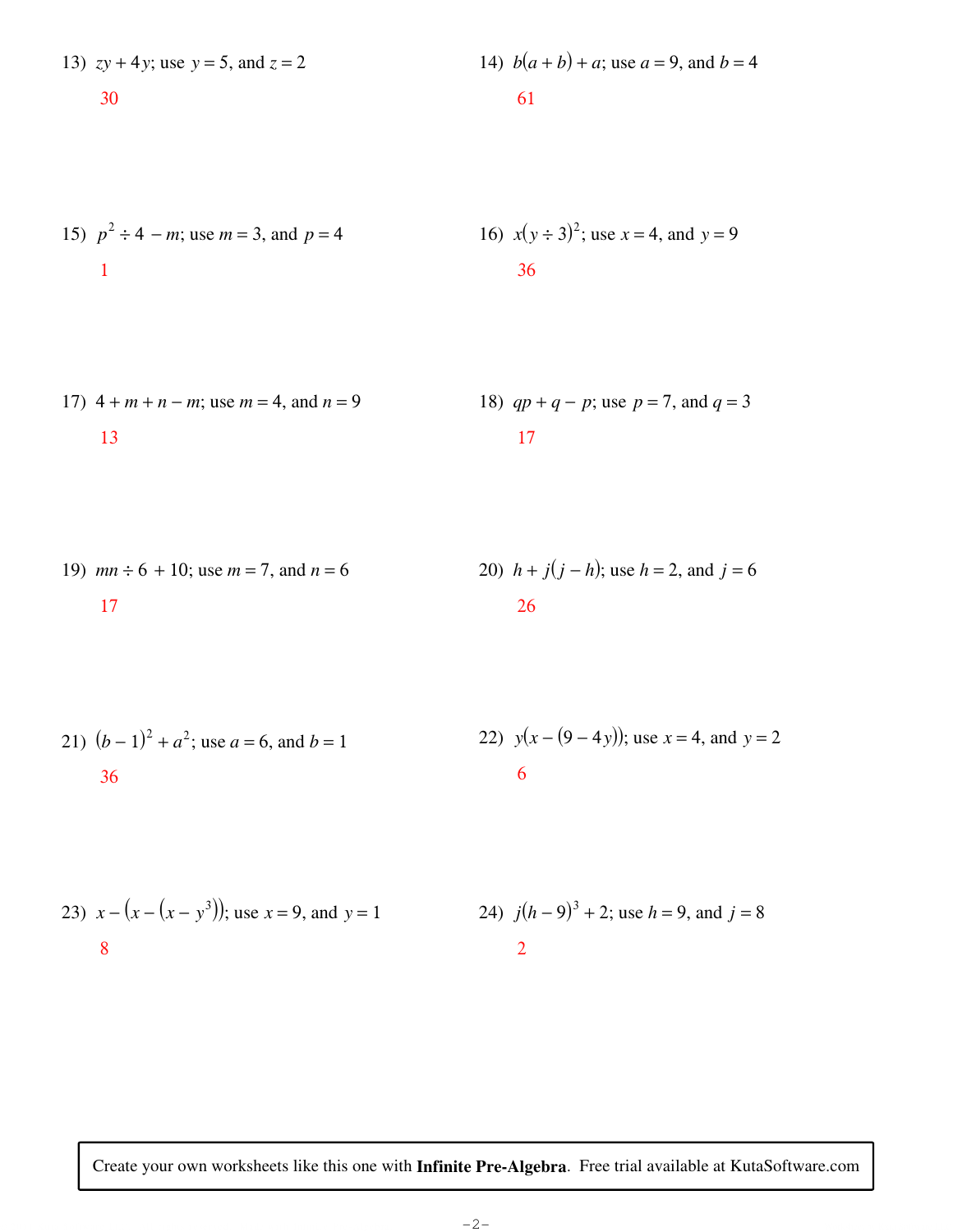13) $zy + 4y$; use $y = 5$, and $z = 2$

30

14) $b(a + b) + a$; use $a = 9$, and $b = 4$

61

15) $p^2 \div 4 - m$; use $m = 3$, and $p = 4$

1

16) $x(y \div 3)^2$; use $x = 4$, and $y = 9$

36

17) $4 + m + n - m$; use $m = 4$, and $n = 9$

13

18) $qp + q - p$; use $p = 7$, and $q = 3$

17

19) $mn \div 6 + 10$; use $m = 7$, and $n = 6$

17

20) $h + j(j - h)$; use $h = 2$, and $j = 6$

26

21) $(b - 1)^2 + a^2$; use $a = 6$, and $b = 1$

36

22) $y(x - (9 - 4y))$; use $x = 4$, and $y = 2$

6

23) $x - (x - (x - y^3))$; use $x = 9$, and $y = 1$

8

24) $j(h - 9)^3 + 2$; use $h = 9$, and $j = 8$

2

Create your own worksheets like this one with **Infinite Pre-Algebra**. Free trial available at KutaSoftware.com